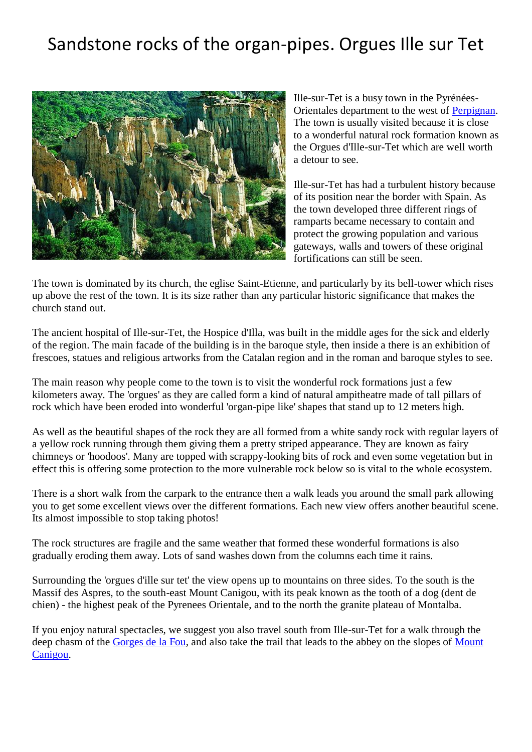# Sandstone rocks of the organ-pipes. Orgues Ille sur Tet

Ille-sur-Tet is a busy town in the Pyrénées-Orientales department to the west of Perpignan. The town is usually visited because it is close to a wonderful natural rock formation known as the Orgues d'Ille-sur-Tet which are well worth a detour to see.

Ille-sur-Tet has had a turbulent history because of its position near the border with Spain. As the town developed three different rings of ramparts became necessary to contain and protect the growing population and various gateways, walls and towers of these original fortifications can still be seen.

The town is dominated by its church, the eglise Saint-Etienne, and particularly by its bell-tower which rises up above the rest of the town. It is its size rather than any particular historic significance that makes the church stand out.

The ancient hospital of Ille-sur-Tet, the Hospice d'Illa, was built in the middle ages for the sick and elderly of the region. The main facade of the building is in the baroque style, then inside a there is an exhibition of frescoes, statues and religious artworks from the Catalan region and in the roman and baroque styles to see.

The main reason why people come to the town is to visit the wonderful rock formations just a few kilometers away. The 'orgues' as they are called form a kind of natural ampitheatre made of tall pillars of rock which have been eroded into wonderful 'organ-pipe like' shapes that stand up to 12 meters high.

As well as the beautiful shapes of the rock they are all formed from a white sandy rock with regular layers of a yellow rock running through them giving them a pretty striped appearance. They are known as fairy chimneys or 'hoodoos'. Many are topped with scrappy-looking bits of rock and even some vegetation but in effect this is offering some protection to the more vulnerable rock below so is vital to the whole ecosystem.

There is a short walk from the carpark to the entrance then a walk leads you around the small park allowing you to get some excellent views over the different formations. Each new view offers another beautiful scene. Its almost impossible to stop taking photos!

The rock structures are fragile and the same weather that formed these wonderful formations is also gradually eroding them away. Lots of sand washes down from the columns each time it rains.

Surrounding the 'orgues d'ille sur tet' the view opens up to mountains on three sides. To the south is the Massif des Aspres, to the south-east Mount Canigou, with its peak known as the tooth of a dog (dent de chien) - the highest peak of the Pyrenees Orientale, and to the north the granite plateau of Montalba.

If you enjoy natural spectacles, we suggest you also travel south from Ille-sur-Tet for a walk through the deep chasm of the Gorges de la Fou, and also take the trail that leads to the abbey on the slopes of Mount Canigou.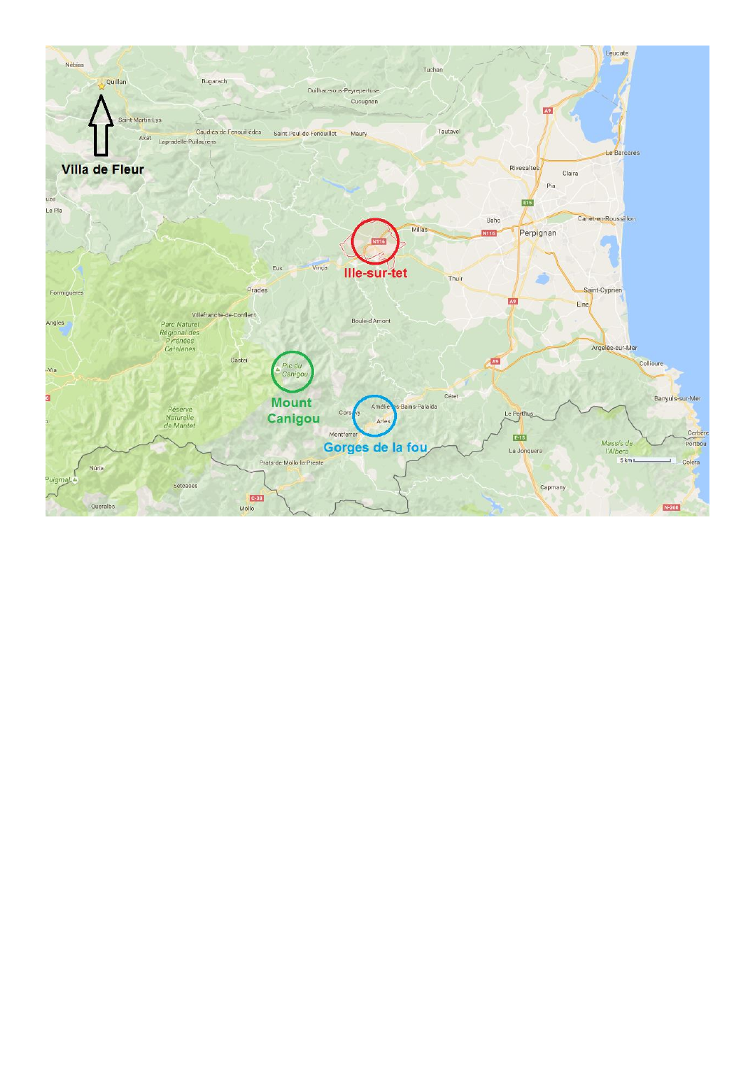Villa de Fleur

Ille-sur-tet

Mount Canigou

Gorges de la fou